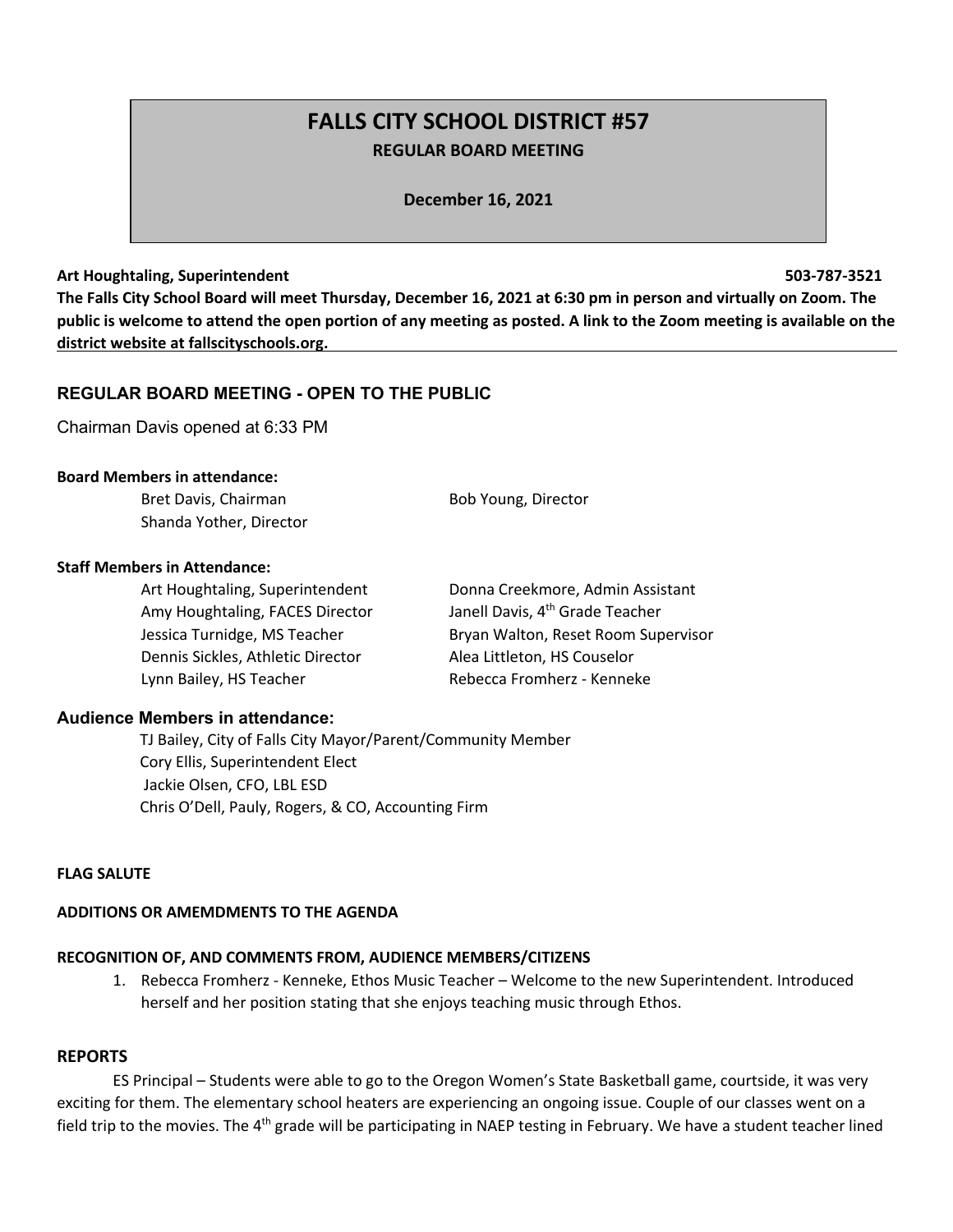# FALLS CITY SCHOOL DISTRICT #57

**REGULAR BOARD MEETING**

**December 16, 2021**

**Art Houghtaling, Superintendent 503-787-3521**

**The Falls City School Board will meet Thursday, December 16, 2021 at 6:30 pm in person and virtually on Zoom. The public is welcome to attend the open portion of any meeting as posted. A link to the Zoom meeting is available on the district website at fallscityschools.org.**

## REGULAR BOARD MEETING - OPEN TO THE PUBLIC

Chairman Davis opened at 6:33 PM

**Board Members in attendance:**

- Bret Davis, Chairman
- Bob Young, Director
- Shanda Yother, Director

**Staff Members in Attendance:**

- Art Houghtaling, Superintendent
- Donna Creekmore, Admin Assistant
- Amy Houghtaling, FACES Director
- Janell Davis, 4th Grade Teacher
- Jessica Turnidge, MS Teacher
- Bryan Walton, Reset Room Supervisor
- Dennis Sickles, Athletic Director
- Alea Littleton, HS Couselor
- Lynn Bailey, HS Teacher
- Rebecca Fromherz - Kenneke

### Audience Members in attendance:

- TJ Bailey, City of Falls City Mayor/Parent/Community Member
- Cory Ellis, Superintendent Elect
- Jackie Olsen, CFO, LBL ESD
- Chris O'Dell, Pauly, Rogers, & CO, Accounting Firm

**FLAG SALUTE**

**ADDITIONS OR AMEMDMENTS TO THE AGENDA**

**RECOGNITION OF, AND COMMENTS FROM, AUDIENCE MEMBERS/CITIZENS**

1. Rebecca Fromherz - Kenneke, Ethos Music Teacher – Welcome to the new Superintendent. Introduced herself and her position stating that she enjoys teaching music through Ethos.

## REPORTS

ES Principal – Students were able to go to the Oregon Women's State Basketball game, courtside, it was very exciting for them. The elementary school heaters are experiencing an ongoing issue. Couple of our classes went on a field trip to the movies. The 4th grade will be participating in NAEP testing in February. We have a student teacher lined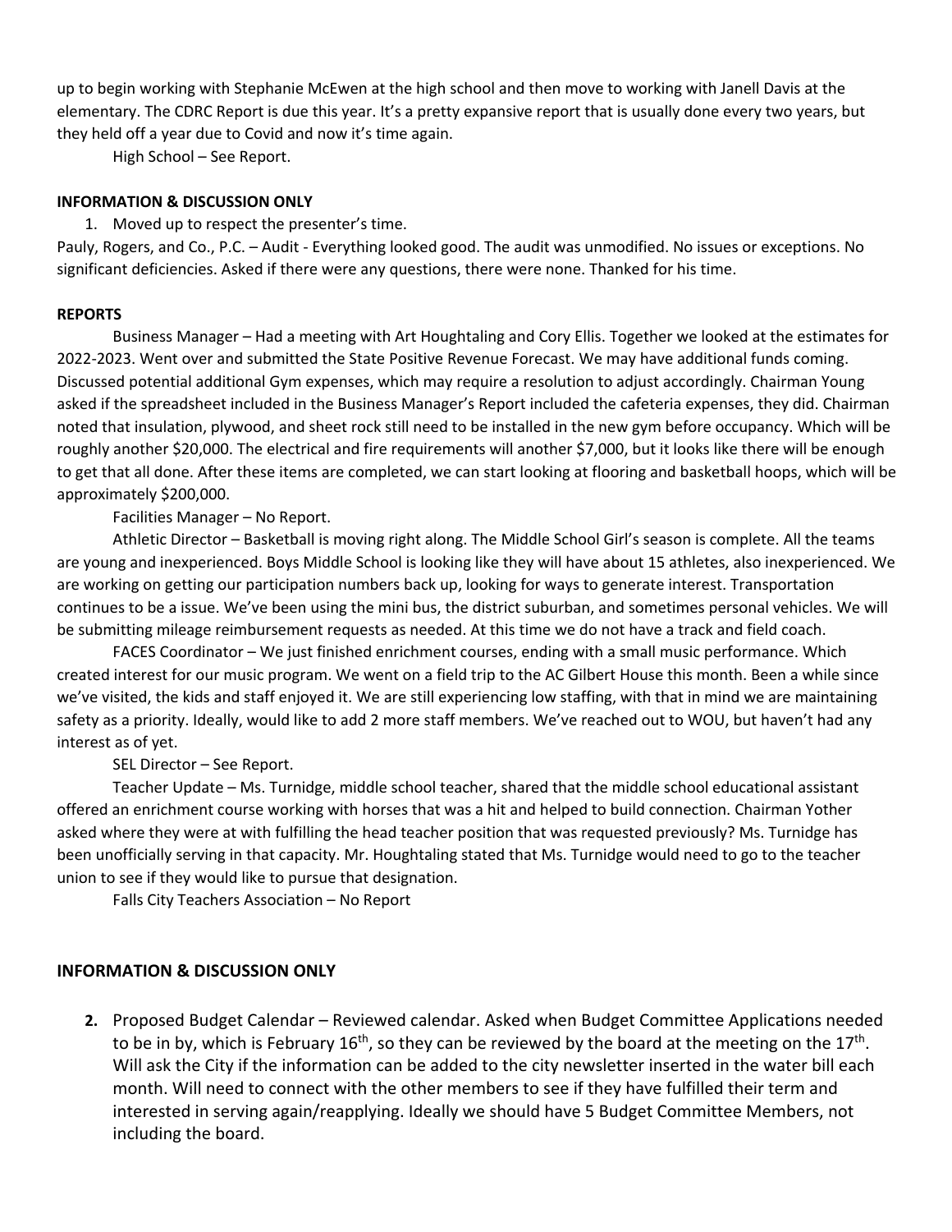up to begin working with Stephanie McEwen at the high school and then move to working with Janell Davis at the elementary. The CDRC Report is due this year. It's a pretty expansive report that is usually done every two years, but they held off a year due to Covid and now it's time again.

High School – See Report.

**INFORMATION & DISCUSSION ONLY**

1. Moved up to respect the presenter's time.

Pauly, Rogers, and Co., P.C. – Audit - Everything looked good. The audit was unmodified. No issues or exceptions. No significant deficiencies. Asked if there were any questions, there were none. Thanked for his time.

**REPORTS**

Business Manager – Had a meeting with Art Houghtaling and Cory Ellis. Together we looked at the estimates for 2022-2023. Went over and submitted the State Positive Revenue Forecast. We may have additional funds coming. Discussed potential additional Gym expenses, which may require a resolution to adjust accordingly. Chairman Young asked if the spreadsheet included in the Business Manager's Report included the cafeteria expenses, they did. Chairman noted that insulation, plywood, and sheet rock still need to be installed in the new gym before occupancy. Which will be roughly another $20,000. The electrical and fire requirements will another $7,000, but it looks like there will be enough to get that all done. After these items are completed, we can start looking at flooring and basketball hoops, which will be approximately $200,000.

Facilities Manager – No Report.

Athletic Director – Basketball is moving right along. The Middle School Girl's season is complete. All the teams are young and inexperienced. Boys Middle School is looking like they will have about 15 athletes, also inexperienced. We are working on getting our participation numbers back up, looking for ways to generate interest. Transportation continues to be a issue. We've been using the mini bus, the district suburban, and sometimes personal vehicles. We will be submitting mileage reimbursement requests as needed. At this time we do not have a track and field coach.

FACES Coordinator – We just finished enrichment courses, ending with a small music performance. Which created interest for our music program. We went on a field trip to the AC Gilbert House this month. Been a while since we've visited, the kids and staff enjoyed it. We are still experiencing low staffing, with that in mind we are maintaining safety as a priority. Ideally, would like to add 2 more staff members. We've reached out to WOU, but haven't had any interest as of yet.

SEL Director – See Report.

Teacher Update – Ms. Turnidge, middle school teacher, shared that the middle school educational assistant offered an enrichment course working with horses that was a hit and helped to build connection. Chairman Yother asked where they were at with fulfilling the head teacher position that was requested previously? Ms. Turnidge has been unofficially serving in that capacity. Mr. Houghtaling stated that Ms. Turnidge would need to go to the teacher union to see if they would like to pursue that designation.

Falls City Teachers Association – No Report

**INFORMATION & DISCUSSION ONLY**

2. Proposed Budget Calendar – Reviewed calendar. Asked when Budget Committee Applications needed to be in by, which is February 16th, so they can be reviewed by the board at the meeting on the 17th. Will ask the City if the information can be added to the city newsletter inserted in the water bill each month. Will need to connect with the other members to see if they have fulfilled their term and interested in serving again/reapplying. Ideally we should have 5 Budget Committee Members, not including the board.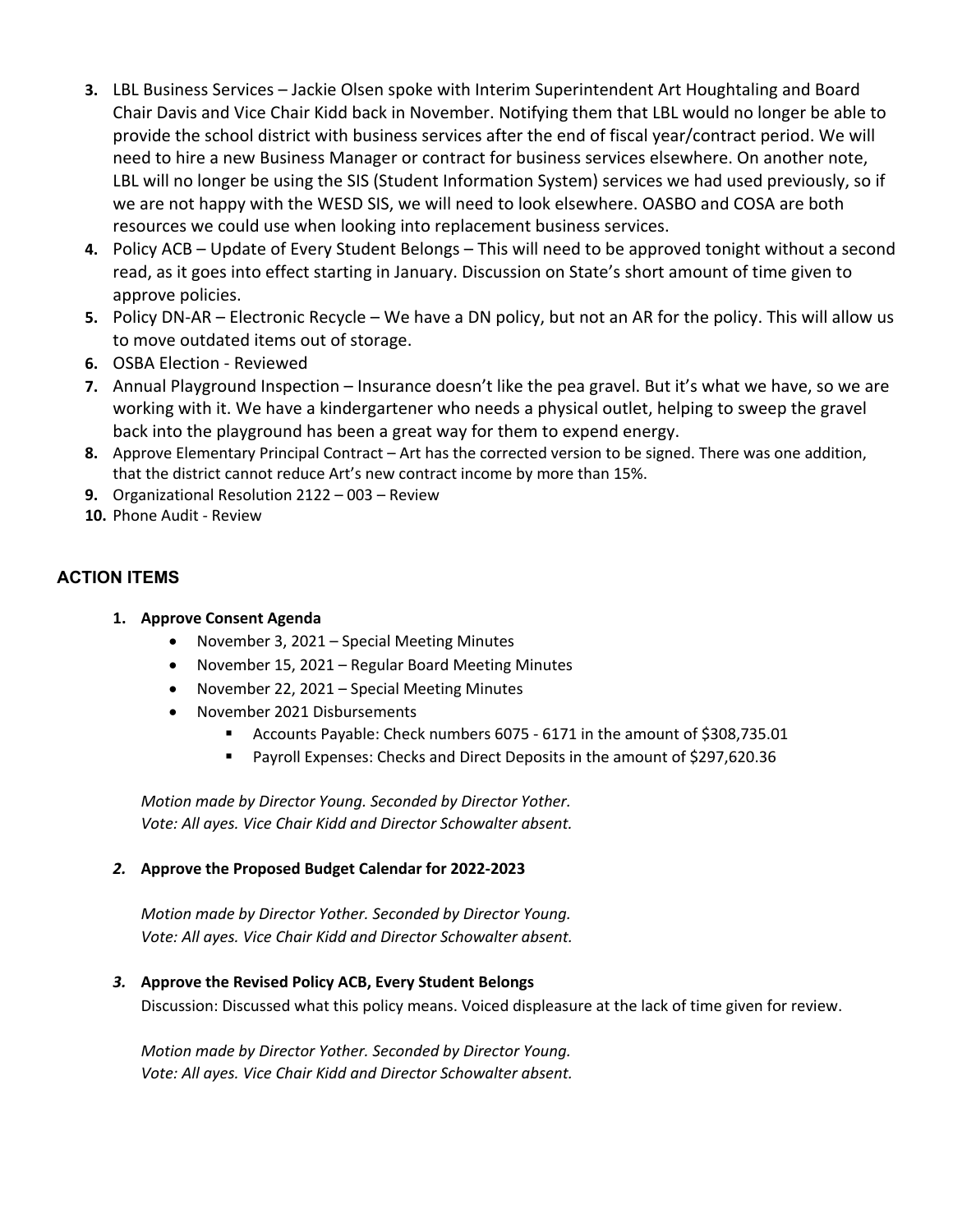3. LBL Business Services – Jackie Olsen spoke with Interim Superintendent Art Houghtaling and Board Chair Davis and Vice Chair Kidd back in November. Notifying them that LBL would no longer be able to provide the school district with business services after the end of fiscal year/contract period. We will need to hire a new Business Manager or contract for business services elsewhere. On another note, LBL will no longer be using the SIS (Student Information System) services we had used previously, so if we are not happy with the WESD SIS, we will need to look elsewhere. OASBO and COSA are both resources we could use when looking into replacement business services.
4. Policy ACB – Update of Every Student Belongs – This will need to be approved tonight without a second read, as it goes into effect starting in January. Discussion on State's short amount of time given to approve policies.
5. Policy DN-AR – Electronic Recycle – We have a DN policy, but not an AR for the policy. This will allow us to move outdated items out of storage.
6. OSBA Election - Reviewed
7. Annual Playground Inspection – Insurance doesn't like the pea gravel. But it's what we have, so we are working with it. We have a kindergartener who needs a physical outlet, helping to sweep the gravel back into the playground has been a great way for them to expend energy.
8. Approve Elementary Principal Contract – Art has the corrected version to be signed. There was one addition, that the district cannot reduce Art's new contract income by more than 15%.
9. Organizational Resolution 2122 – 003 – Review
10. Phone Audit - Review

## ACTION ITEMS

1. **Approve Consent Agenda**
   - November 3, 2021 – Special Meeting Minutes
   - November 15, 2021 – Regular Board Meeting Minutes
   - November 22, 2021 – Special Meeting Minutes
   - November 2021 Disbursements
     - Accounts Payable: Check numbers 6075 - 6171 in the amount of $308,735.01
     - Payroll Expenses: Checks and Direct Deposits in the amount of $297,620.36

   *Motion made by Director Young. Seconded by Director Yother.*
   *Vote: All ayes. Vice Chair Kidd and Director Schowalter absent.*

2. **Approve the Proposed Budget Calendar for 2022-2023**

   *Motion made by Director Yother. Seconded by Director Young.*
   *Vote: All ayes. Vice Chair Kidd and Director Schowalter absent.*

3. **Approve the Revised Policy ACB, Every Student Belongs**
   Discussion: Discussed what this policy means. Voiced displeasure at the lack of time given for review.

   *Motion made by Director Yother. Seconded by Director Young.*
   *Vote: All ayes. Vice Chair Kidd and Director Schowalter absent.*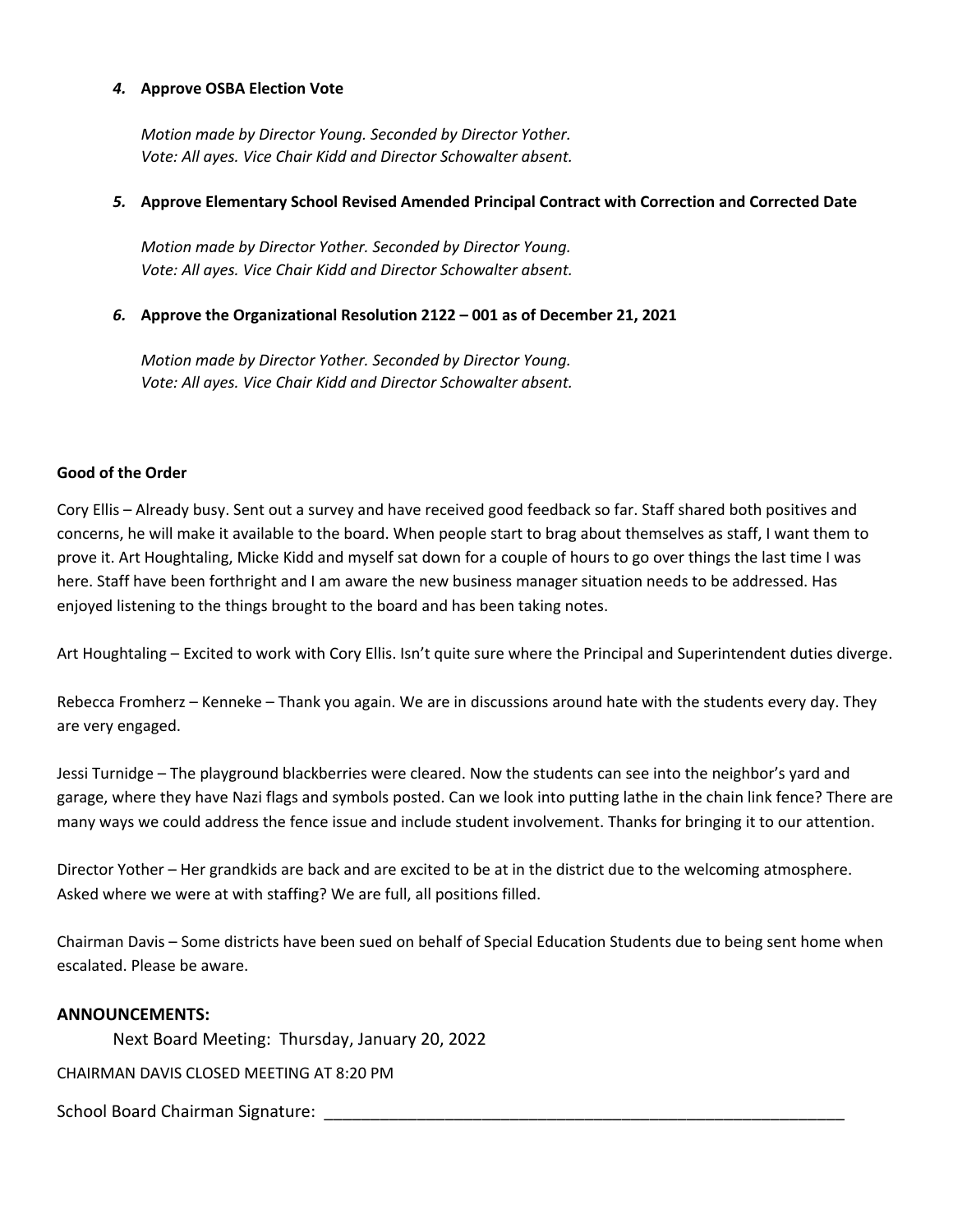4. **Approve OSBA Election Vote**

   *Motion made by Director Young. Seconded by Director Yother.*
   *Vote: All ayes. Vice Chair Kidd and Director Schowalter absent.*

5. **Approve Elementary School Revised Amended Principal Contract with Correction and Corrected Date**

   *Motion made by Director Yother. Seconded by Director Young.*
   *Vote: All ayes. Vice Chair Kidd and Director Schowalter absent.*

6. **Approve the Organizational Resolution 2122 – 001 as of December 21, 2021**

   *Motion made by Director Yother. Seconded by Director Young.*
   *Vote: All ayes. Vice Chair Kidd and Director Schowalter absent.*

**Good of the Order**

Cory Ellis – Already busy. Sent out a survey and have received good feedback so far. Staff shared both positives and concerns, he will make it available to the board. When people start to brag about themselves as staff, I want them to prove it. Art Houghtaling, Micke Kidd and myself sat down for a couple of hours to go over things the last time I was here. Staff have been forthright and I am aware the new business manager situation needs to be addressed. Has enjoyed listening to the things brought to the board and has been taking notes.

Art Houghtaling – Excited to work with Cory Ellis. Isn't quite sure where the Principal and Superintendent duties diverge.

Rebecca Fromherz – Kenneke – Thank you again. We are in discussions around hate with the students every day. They are very engaged.

Jessi Turnidge – The playground blackberries were cleared. Now the students can see into the neighbor's yard and garage, where they have Nazi flags and symbols posted. Can we look into putting lathe in the chain link fence? There are many ways we could address the fence issue and include student involvement. Thanks for bringing it to our attention.

Director Yother – Her grandkids are back and are excited to be at in the district due to the welcoming atmosphere. Asked where we were at with staffing? We are full, all positions filled.

Chairman Davis – Some districts have been sued on behalf of Special Education Students due to being sent home when escalated. Please be aware.

## ANNOUNCEMENTS:

Next Board Meeting: Thursday, January 20, 2022

CHAIRMAN DAVIS CLOSED MEETING AT 8:20 PM

School Board Chairman Signature: ____________________________________________________________